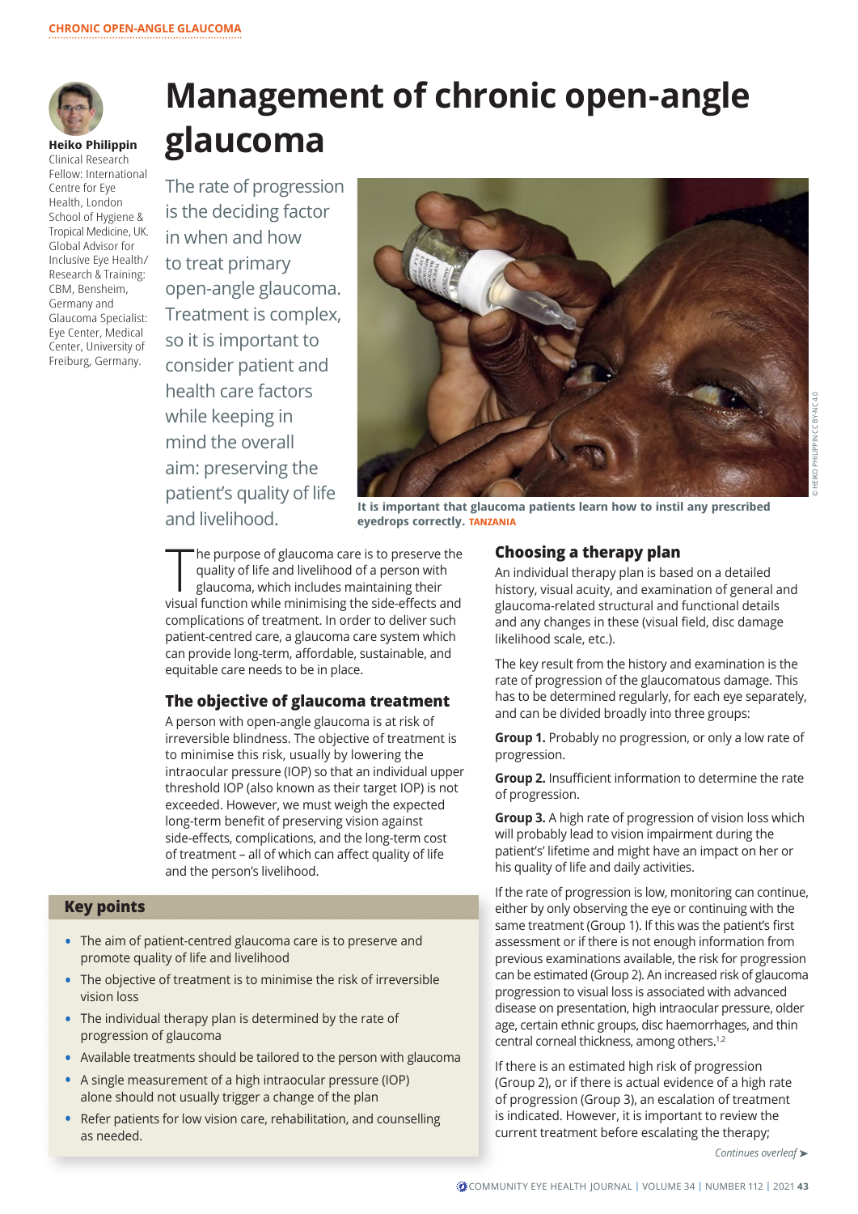# Management of chronic open-angle glaucoma

**Heiko Philippin**
Clinical Research Fellow: International Centre for Eye Health, London School of Hygiene & Tropical Medicine, UK. Global Advisor for Inclusive Eye Health/ Research & Training: CBM, Bensheim, Germany and Glaucoma Specialist: Eye Center, Medical Center, University of Freiburg, Germany.

The rate of progression is the deciding factor in when and how to treat primary open-angle glaucoma. Treatment is complex, so it is important to consider patient and health care factors while keeping in mind the overall aim: preserving the patient's quality of life and livelihood.

**It is important that glaucoma patients learn how to instil any prescribed eyedrops correctly.** TANZANIA

The purpose of glaucoma care is to preserve the quality of life and livelihood of a person with glaucoma, which includes maintaining their visual function while minimising the side-effects and complications of treatment. In order to deliver such patient-centred care, a glaucoma care system which can provide long-term, affordable, sustainable, and equitable care needs to be in place.

## The objective of glaucoma treatment

A person with open-angle glaucoma is at risk of irreversible blindness. The objective of treatment is to minimise this risk, usually by lowering the intraocular pressure (IOP) so that an individual upper threshold IOP (also known as their target IOP) is not exceeded. However, we must weigh the expected long-term benefit of preserving vision against side-effects, complications, and the long-term cost of treatment – all of which can affect quality of life and the person's livelihood.

## Key points

- The aim of patient-centred glaucoma care is to preserve and promote quality of life and livelihood
- The objective of treatment is to minimise the risk of irreversible vision loss
- The individual therapy plan is determined by the rate of progression of glaucoma
- Available treatments should be tailored to the person with glaucoma
- A single measurement of a high intraocular pressure (IOP) alone should not usually trigger a change of the plan
- Refer patients for low vision care, rehabilitation, and counselling as needed.

## Choosing a therapy plan

An individual therapy plan is based on a detailed history, visual acuity, and examination of general and glaucoma-related structural and functional details and any changes in these (visual field, disc damage likelihood scale, etc.).

The key result from the history and examination is the rate of progression of the glaucomatous damage. This has to be determined regularly, for each eye separately, and can be divided broadly into three groups:

**Group 1.** Probably no progression, or only a low rate of progression.

**Group 2.** Insufficient information to determine the rate of progression.

**Group 3.** A high rate of progression of vision loss which will probably lead to vision impairment during the patient's lifetime and might have an impact on her or his quality of life and daily activities.

If the rate of progression is low, monitoring can continue, either by only observing the eye or continuing with the same treatment (Group 1). If this was the patient's first assessment or if there is not enough information from previous examinations available, the risk for progression can be estimated (Group 2). An increased risk of glaucoma progression to visual loss is associated with advanced disease on presentation, high intraocular pressure, older age, certain ethnic groups, disc haemorrhages, and thin central corneal thickness, among others.[1,2]

If there is an estimated high risk of progression (Group 2), or if there is actual evidence of a high rate of progression (Group 3), an escalation of treatment is indicated. However, it is important to review the current treatment before escalating the therapy;

*Continues overleaf ➤*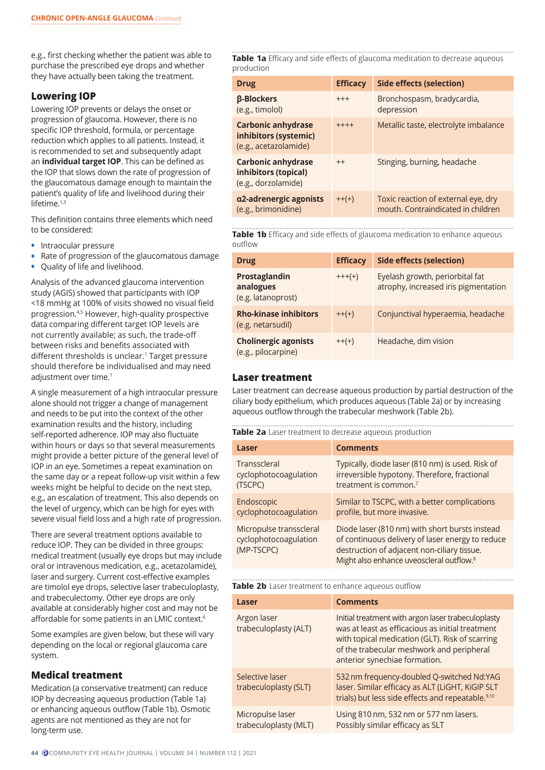e.g., first checking whether the patient was able to purchase the prescribed eye drops and whether they have actually been taking the treatment.

## Lowering IOP

Lowering IOP prevents or delays the onset or progression of glaucoma. However, there is no specific IOP threshold, formula, or percentage reduction which applies to all patients. Instead, it is recommended to set and subsequently adapt an **individual target IOP**. This can be defined as the IOP that slows down the rate of progression of the glaucomatous damage enough to maintain the patient's quality of life and livelihood during their lifetime.[1,3]

This definition contains three elements which need to be considered:

- Intraocular pressure
- Rate of progression of the glaucomatous damage
- Quality of life and livelihood.

Analysis of the advanced glaucoma intervention study (AGIS) showed that participants with IOP <18 mmHg at 100% of visits showed no visual field progression.[4,5] However, high-quality prospective data comparing different target IOP levels are not currently available; as such, the trade-off between risks and benefits associated with different thresholds is unclear.[1] Target pressure should therefore be individualised and may need adjustment over time.[1]

A single measurement of a high intraocular pressure alone should not trigger a change of management and needs to be put into the context of the other examination results and the history, including self-reported adherence. IOP may also fluctuate within hours or days so that several measurements might provide a better picture of the general level of IOP in an eye. Sometimes a repeat examination on the same day or a repeat follow-up visit within a few weeks might be helpful to decide on the next step, e.g., an escalation of treatment. This also depends on the level of urgency, which can be high for eyes with severe visual field loss and a high rate of progression.

There are several treatment options available to reduce IOP. They can be divided in three groups: medical treatment (usually eye drops but may include oral or intravenous medication, e.g., acetazolamide), laser and surgery. Current cost-effective examples are timolol eye drops, selective laser trabeculoplasty, and trabeculectomy. Other eye drops are only available at considerably higher cost and may not be affordable for some patients in an LMIC context.[6]

Some examples are given below, but these will vary depending on the local or regional glaucoma care system.

## Medical treatment

Medication (a conservative treatment) can reduce IOP by decreasing aqueous production (Table 1a) or enhancing aqueous outflow (Table 1b). Osmotic agents are not mentioned as they are not for long-term use.

**Table 1a** Efficacy and side effects of glaucoma medication to decrease aqueous production

| Drug | Efficacy | Side effects (selection) |
|---|---|---|
| **β-Blockers** (e.g., timolol) | +++ | Bronchospasm, bradycardia, depression |
| **Carbonic anhydrase inhibitors (systemic)** (e.g., acetazolamide) | ++++ | Metallic taste, electrolyte imbalance |
| **Carbonic anhydrase inhibitors (topical)** (e.g., dorzolamide) | ++ | Stinging, burning, headache |
| **α2-adrenergic agonists** (e.g., brimonidine) | ++(+) | Toxic reaction of external eye, dry mouth. Contraindicated in children |

**Table 1b** Efficacy and side effects of glaucoma medication to enhance aqueous outflow

| Drug | Efficacy | Side effects (selection) |
|---|---|---|
| **Prostaglandin analogues** (e.g. latanoprost) | +++(+) | Eyelash growth, periorbital fat atrophy, increased iris pigmentation |
| **Rho-kinase inhibitors** (e.g. netarsudil) | ++(+) | Conjunctival hyperaemia, headache |
| **Cholinergic agonists** (e.g., pilocarpine) | ++(+) | Headache, dim vision |

## Laser treatment

Laser treatment can decrease aqueous production by partial destruction of the ciliary body epithelium, which produces aqueous (Table 2a) or by increasing aqueous outflow through the trabecular meshwork (Table 2b).

**Table 2a** Laser treatment to decrease aqueous production

| Laser | Comments |
|---|---|
| Transscleral cyclophotocoagulation (TSCPC) | Typically, diode laser (810 nm) is used. Risk of irreversible hypotony. Therefore, fractional treatment is common.[7] |
| Endoscopic cyclophotocoagulation | Similar to TSCPC, with a better complications profile, but more invasive. |
| Micropulse transscleral cyclophotocoagulation (MP-TSCPC) | Diode laser (810 nm) with short bursts instead of continuous delivery of laser energy to reduce destruction of adjacent non-ciliary tissue. Might also enhance uveoscleral outflow.[8] |

**Table 2b** Laser treatment to enhance aqueous outflow

| Laser | Comments |
|---|---|
| Argon laser trabeculoplasty (ALT) | Initial treatment with argon laser trabeculoplasty was at least as efficacious as initial treatment with topical medication (GLT). Risk of scarring of the trabecular meshwork and peripheral anterior synechiae formation. |
| Selective laser trabeculoplasty (SLT) | 532 nm frequency-doubled Q-switched Nd:YAG laser. Similar efficacy as ALT (LiGHT, KiGIP SLT trials) but less side effects and repeatable.[9,10] |
| Micropulse laser trabeculoplasty (MLT) | Using 810 nm, 532 nm or 577 nm lasers. Possibly similar efficacy as SLT |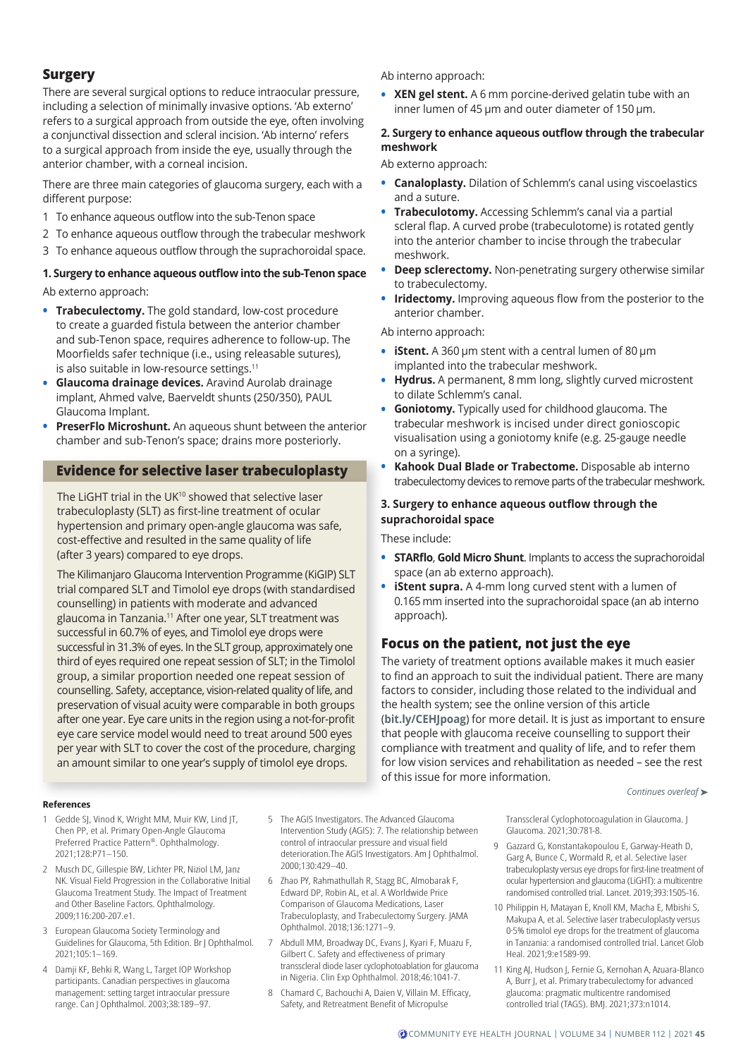## Surgery

There are several surgical options to reduce intraocular pressure, including a selection of minimally invasive options. 'Ab externo' refers to a surgical approach from outside the eye, often involving a conjunctival dissection and scleral incision. 'Ab interno' refers to a surgical approach from inside the eye, usually through the anterior chamber, with a corneal incision.

There are three main categories of glaucoma surgery, each with a different purpose:

1. To enhance aqueous outflow into the sub-Tenon space
2. To enhance aqueous outflow through the trabecular meshwork
3. To enhance aqueous outflow through the suprachoroidal space.

### 1. Surgery to enhance aqueous outflow into the sub-Tenon space

Ab externo approach:

- **Trabeculectomy.** The gold standard, low-cost procedure to create a guarded fistula between the anterior chamber and sub-Tenon space, requires adherence to follow-up. The Moorfields safer technique (i.e., using releasable sutures), is also suitable in low-resource settings.[11]
- **Glaucoma drainage devices.** Aravind Aurolab drainage implant, Ahmed valve, Baerveldt shunts (250/350), PAUL Glaucoma Implant.
- **PreserFlo Microshunt.** An aqueous shunt between the anterior chamber and sub-Tenon's space; drains more posteriorly.

Ab interno approach:

- **XEN gel stent.** A 6 mm porcine-derived gelatin tube with an inner lumen of 45 µm and outer diameter of 150 µm.

### 2. Surgery to enhance aqueous outflow through the trabecular meshwork

Ab externo approach:

- **Canaloplasty.** Dilation of Schlemm's canal using viscoelastics and a suture.
- **Trabeculotomy.** Accessing Schlemm's canal via a partial scleral flap. A curved probe (trabeculotome) is rotated gently into the anterior chamber to incise through the trabecular meshwork.
- **Deep sclerectomy.** Non-penetrating surgery otherwise similar to trabeculectomy.
- **Iridectomy.** Improving aqueous flow from the posterior to the anterior chamber.

Ab interno approach:

- **iStent.** A 360 µm stent with a central lumen of 80 µm implanted into the trabecular meshwork.
- **Hydrus.** A permanent, 8 mm long, slightly curved microstent to dilate Schlemm's canal.
- **Goniotomy.** Typically used for childhood glaucoma. The trabecular meshwork is incised under direct gonioscopic visualisation using a goniotomy knife (e.g. 25-gauge needle on a syringe).
- **Kahook Dual Blade or Trabectome.** Disposable ab interno trabeculectomy devices to remove parts of the trabecular meshwork.

### 3. Surgery to enhance aqueous outflow through the suprachoroidal space

These include:

- **STARflo**, **Gold Micro Shunt**. Implants to access the suprachoroidal space (an ab externo approach).
- **iStent supra.** A 4-mm long curved stent with a lumen of 0.165 mm inserted into the suprachoroidal space (an ab interno approach).

## Evidence for selective laser trabeculoplasty

The LiGHT trial in the UK[10] showed that selective laser trabeculoplasty (SLT) as first-line treatment of ocular hypertension and primary open-angle glaucoma was safe, cost-effective and resulted in the same quality of life (after 3 years) compared to eye drops.

The Kilimanjaro Glaucoma Intervention Programme (KiGIP) SLT trial compared SLT and Timolol eye drops (with standardised counselling) in patients with moderate and advanced glaucoma in Tanzania.[11] After one year, SLT treatment was successful in 60.7% of eyes, and Timolol eye drops were successful in 31.3% of eyes. In the SLT group, approximately one third of eyes required one repeat session of SLT; in the Timolol group, a similar proportion needed one repeat session of counselling. Safety, acceptance, vision-related quality of life, and preservation of visual acuity were comparable in both groups after one year. Eye care units in the region using a not-for-profit eye care service model would need to treat around 500 eyes per year with SLT to cover the cost of the procedure, charging an amount similar to one year's supply of timolol eye drops.

## Focus on the patient, not just the eye

The variety of treatment options available makes it much easier to find an approach to suit the individual patient. There are many factors to consider, including those related to the individual and the health system; see the online version of this article (**bit.ly/CEHJpoag**) for more detail. It is just as important to ensure that people with glaucoma receive counselling to support their compliance with treatment and quality of life, and to refer them for low vision services and rehabilitation as needed – see the rest of this issue for more information.

*Continues overleaf ➤*

#### References

1. Gedde SJ, Vinod K, Wright MM, Muir KW, Lind JT, Chen PP, et al. Primary Open-Angle Glaucoma Preferred Practice Pattern®. Ophthalmology. 2021;128:P71–150.
2. Musch DC, Gillespie BW, Lichter PR, Niziol LM, Janz NK. Visual Field Progression in the Collaborative Initial Glaucoma Treatment Study. The Impact of Treatment and Other Baseline Factors. Ophthalmology. 2009;116:200-207.e1.
3. European Glaucoma Society Terminology and Guidelines for Glaucoma, 5th Edition. Br J Ophthalmol. 2021;105:1–169.
4. Damji KF, Behki R, Wang L, Target IOP Workshop participants. Canadian perspectives in glaucoma management: setting target intraocular pressure range. Can J Ophthalmol. 2003;38:189–97.
5. The AGIS Investigators. The Advanced Glaucoma Intervention Study (AGIS): 7. The relationship between control of intraocular pressure and visual field deterioration.The AGIS Investigators. Am J Ophthalmol. 2000;130:429–40.
6. Zhao PY, Rahmathullah R, Stagg BC, Almobarak F, Edward DP, Robin AL, et al. A Worldwide Price Comparison of Glaucoma Medications, Laser Trabeculoplasty, and Trabeculectomy Surgery. JAMA Ophthalmol. 2018;136:1271–9.
7. Abdull MM, Broadway DC, Evans J, Kyari F, Muazu F, Gilbert C. Safety and effectiveness of primary transscleral diode laser cyclophotoablation for glaucoma in Nigeria. Clin Exp Ophthalmol. 2018;46:1041-7.
8. Chamard C, Bachouchi A, Daien V, Villain M. Efficacy, Safety, and Retreatment Benefit of Micropulse Transscleral Cyclophotocoagulation in Glaucoma. J Glaucoma. 2021;30:781-8.
9. Gazzard G, Konstantakopoulou E, Garway-Heath D, Garg A, Bunce C, Wormald R, et al. Selective laser trabeculoplasty versus eye drops for first-line treatment of ocular hypertension and glaucoma (LiGHT): a multicentre randomised controlled trial. Lancet. 2019;393:1505-16.
10. Philippin H, Matayan E, Knoll KM, Macha E, Mbishi S, Makupa A, et al. Selective laser trabeculoplasty versus 0·5% timolol eye drops for the treatment of glaucoma in Tanzania: a randomised controlled trial. Lancet Glob Heal. 2021;9:e1589-99.
11. King AJ, Hudson J, Fernie G, Kernohan A, Azuara-Blanco A, Burr J, et al. Primary trabeculectomy for advanced glaucoma: pragmatic multicentre randomised controlled trial (TAGS). BMJ. 2021;373:n1014.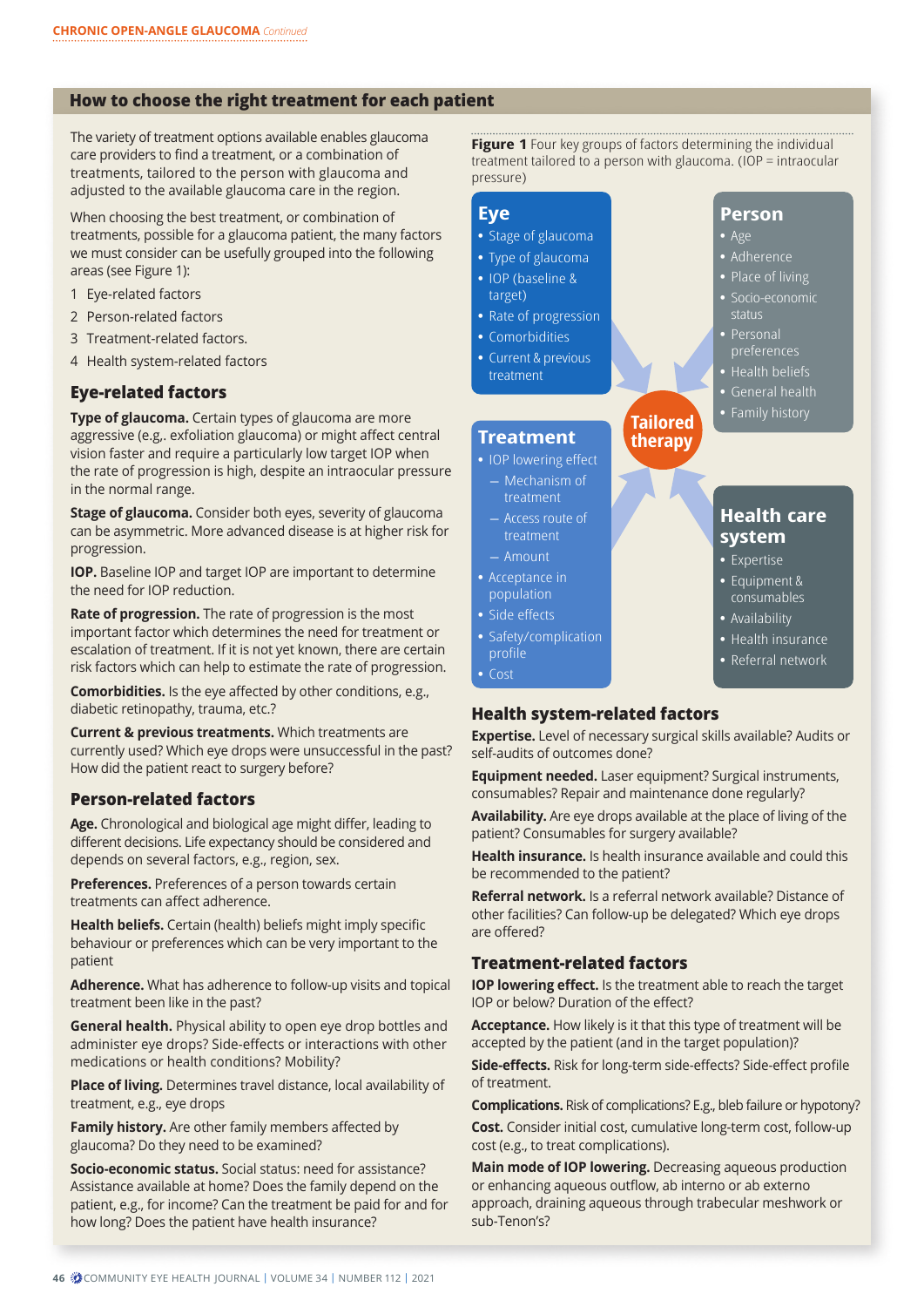## How to choose the right treatment for each patient

The variety of treatment options available enables glaucoma care providers to find a treatment, or a combination of treatments, tailored to the person with glaucoma and adjusted to the available glaucoma care in the region.

When choosing the best treatment, or combination of treatments, possible for a glaucoma patient, the many factors we must consider can be usefully grouped into the following areas (see Figure 1):

1. Eye-related factors
2. Person-related factors
3. Treatment-related factors.
4. Health system-related factors

### Eye-related factors

**Type of glaucoma.** Certain types of glaucoma are more aggressive (e.g,. exfoliation glaucoma) or might affect central vision faster and require a particularly low target IOP when the rate of progression is high, despite an intraocular pressure in the normal range.

**Stage of glaucoma.** Consider both eyes, severity of glaucoma can be asymmetric. More advanced disease is at higher risk for progression.

**IOP.** Baseline IOP and target IOP are important to determine the need for IOP reduction.

**Rate of progression.** The rate of progression is the most important factor which determines the need for treatment or escalation of treatment. If it is not yet known, there are certain risk factors which can help to estimate the rate of progression.

**Comorbidities.** Is the eye affected by other conditions, e.g., diabetic retinopathy, trauma, etc.?

**Current & previous treatments.** Which treatments are currently used? Which eye drops were unsuccessful in the past? How did the patient react to surgery before?

### Person-related factors

**Age.** Chronological and biological age might differ, leading to different decisions. Life expectancy should be considered and depends on several factors, e.g., region, sex.

**Preferences.** Preferences of a person towards certain treatments can affect adherence.

**Health beliefs.** Certain (health) beliefs might imply specific behaviour or preferences which can be very important to the patient

**Adherence.** What has adherence to follow-up visits and topical treatment been like in the past?

**General health.** Physical ability to open eye drop bottles and administer eye drops? Side-effects or interactions with other medications or health conditions? Mobility?

**Place of living.** Determines travel distance, local availability of treatment, e.g., eye drops

**Family history.** Are other family members affected by glaucoma? Do they need to be examined?

**Socio-economic status.** Social status: need for assistance? Assistance available at home? Does the family depend on the patient, e.g., for income? Can the treatment be paid for and for how long? Does the patient have health insurance?

**Figure 1** Four key groups of factors determining the individual treatment tailored to a person with glaucoma. (IOP = intraocular pressure)

Eye
- Stage of glaucoma
- Type of glaucoma
- IOP (baseline & target)
- Rate of progression
- Comorbidities
- Current & previous treatment

Person
- Age
- Adherence
- Place of living
- Socio-economic status
- Personal preferences
- Health beliefs
- General health
- Family history

Tailored therapy

Treatment
- IOP lowering effect
  - Mechanism of treatment
  - Access route of treatment
  - Amount
- Acceptance in population
- Side effects
- Safety/complication profile
- Cost

Health care system
- Expertise
- Equipment & consumables
- Availability
- Health insurance
- Referral network

### Health system-related factors

**Expertise.** Level of necessary surgical skills available? Audits or self-audits of outcomes done?

**Equipment needed.** Laser equipment? Surgical instruments, consumables? Repair and maintenance done regularly?

**Availability.** Are eye drops available at the place of living of the patient? Consumables for surgery available?

**Health insurance.** Is health insurance available and could this be recommended to the patient?

**Referral network.** Is a referral network available? Distance of other facilities? Can follow-up be delegated? Which eye drops are offered?

### Treatment-related factors

**IOP lowering effect.** Is the treatment able to reach the target IOP or below? Duration of the effect?

**Acceptance.** How likely is it that this type of treatment will be accepted by the patient (and in the target population)?

**Side-effects.** Risk for long-term side-effects? Side-effect profile of treatment.

**Complications.** Risk of complications? E.g., bleb failure or hypotony?

**Cost.** Consider initial cost, cumulative long-term cost, follow-up cost (e.g., to treat complications).

**Main mode of IOP lowering.** Decreasing aqueous production or enhancing aqueous outflow, ab interno or ab externo approach, draining aqueous through trabecular meshwork or sub-Tenon's?